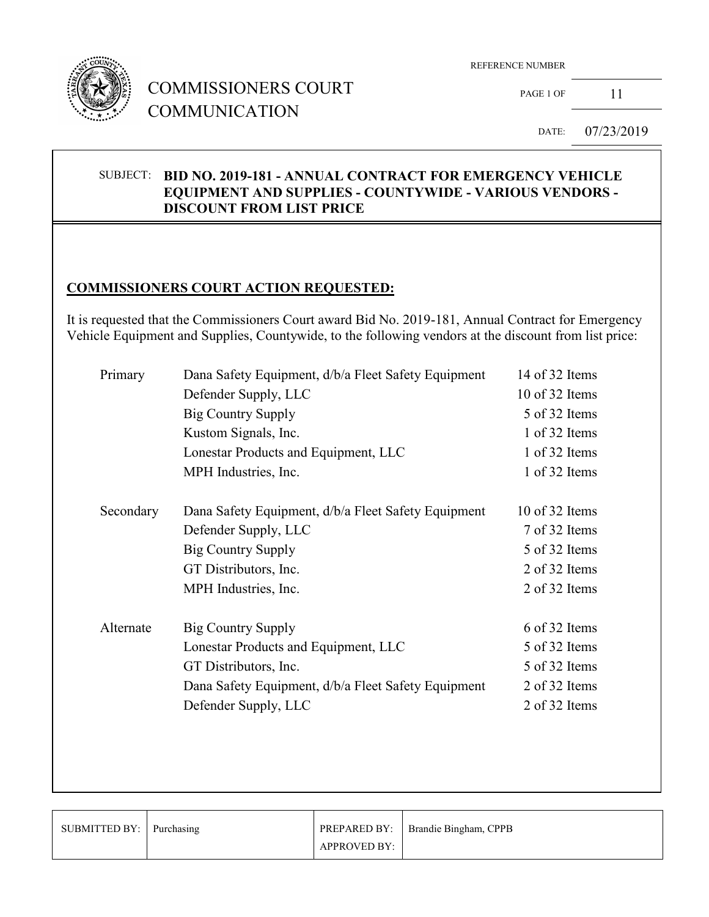# COMMISSIONERS COURT COMMUNICATION

REFERENCE NUMBER

DATE: 07/23/2019

**SUBJECT: BID NO. 2019-181 - ANNUAL CONTRACT FOR EMERGENCY VEHICLE EQUIPMENT AND SUPPLIES - COUNTYWIDE - VARIOUS VENDORS - DISCOUNT FROM LIST PRICE**

## COMMISSIONERS COURT ACTION REQUESTED:

It is requested that the Commissioners Court award Bid No. 2019-181, Annual Contract for Emergency Vehicle Equipment and Supplies, Countywide, to the following vendors at the discount from list price:

| | | |
|---|---|---|
| Primary | Dana Safety Equipment, d/b/a Fleet Safety Equipment | 14 of 32 Items |
| | Defender Supply, LLC | 10 of 32 Items |
| | Big Country Supply | 5 of 32 Items |
| | Kustom Signals, Inc. | 1 of 32 Items |
| | Lonestar Products and Equipment, LLC | 1 of 32 Items |
| | MPH Industries, Inc. | 1 of 32 Items |
| Secondary | Dana Safety Equipment, d/b/a Fleet Safety Equipment | 10 of 32 Items |
| | Defender Supply, LLC | 7 of 32 Items |
| | Big Country Supply | 5 of 32 Items |
| | GT Distributors, Inc. | 2 of 32 Items |
| | MPH Industries, Inc. | 2 of 32 Items |
| Alternate | Big Country Supply | 6 of 32 Items |
| | Lonestar Products and Equipment, LLC | 5 of 32 Items |
| | GT Distributors, Inc. | 5 of 32 Items |
| | Dana Safety Equipment, d/b/a Fleet Safety Equipment | 2 of 32 Items |
| | Defender Supply, LLC | 2 of 32 Items |

| SUBMITTED BY: | Purchasing | PREPARED BY: | Brandie Bingham, CPPB |
|---|---|---|---|
| | | APPROVED BY: | |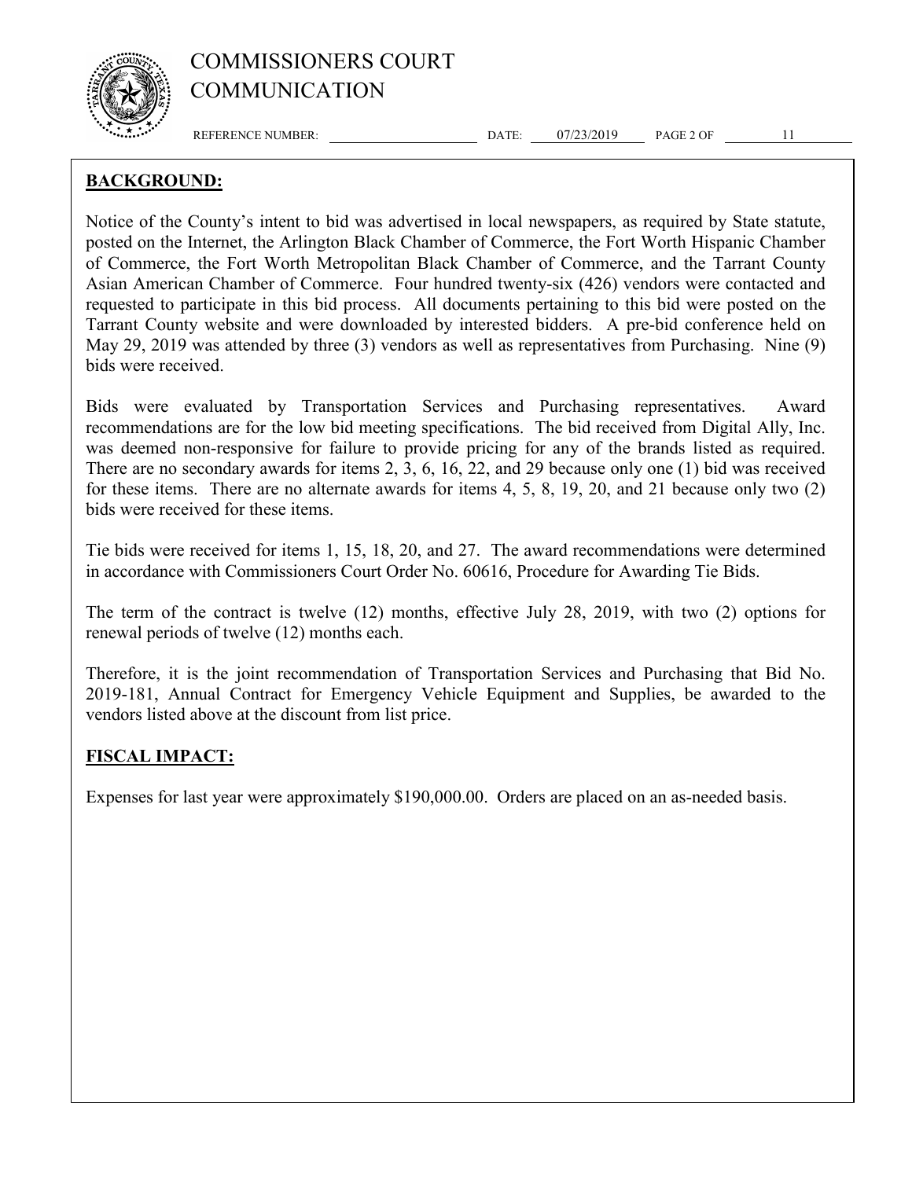## BACKGROUND:

Notice of the County's intent to bid was advertised in local newspapers, as required by State statute, posted on the Internet, the Arlington Black Chamber of Commerce, the Fort Worth Hispanic Chamber of Commerce, the Fort Worth Metropolitan Black Chamber of Commerce, and the Tarrant County Asian American Chamber of Commerce. Four hundred twenty-six (426) vendors were contacted and requested to participate in this bid process. All documents pertaining to this bid were posted on the Tarrant County website and were downloaded by interested bidders. A pre-bid conference held on May 29, 2019 was attended by three (3) vendors as well as representatives from Purchasing. Nine (9) bids were received.

Bids were evaluated by Transportation Services and Purchasing representatives. Award recommendations are for the low bid meeting specifications. The bid received from Digital Ally, Inc. was deemed non-responsive for failure to provide pricing for any of the brands listed as required. There are no secondary awards for items 2, 3, 6, 16, 22, and 29 because only one (1) bid was received for these items. There are no alternate awards for items 4, 5, 8, 19, 20, and 21 because only two (2) bids were received for these items.

Tie bids were received for items 1, 15, 18, 20, and 27. The award recommendations were determined in accordance with Commissioners Court Order No. 60616, Procedure for Awarding Tie Bids.

The term of the contract is twelve (12) months, effective July 28, 2019, with two (2) options for renewal periods of twelve (12) months each.

Therefore, it is the joint recommendation of Transportation Services and Purchasing that Bid No. 2019-181, Annual Contract for Emergency Vehicle Equipment and Supplies, be awarded to the vendors listed above at the discount from list price.

## FISCAL IMPACT:

Expenses for last year were approximately $190,000.00. Orders are placed on an as-needed basis.